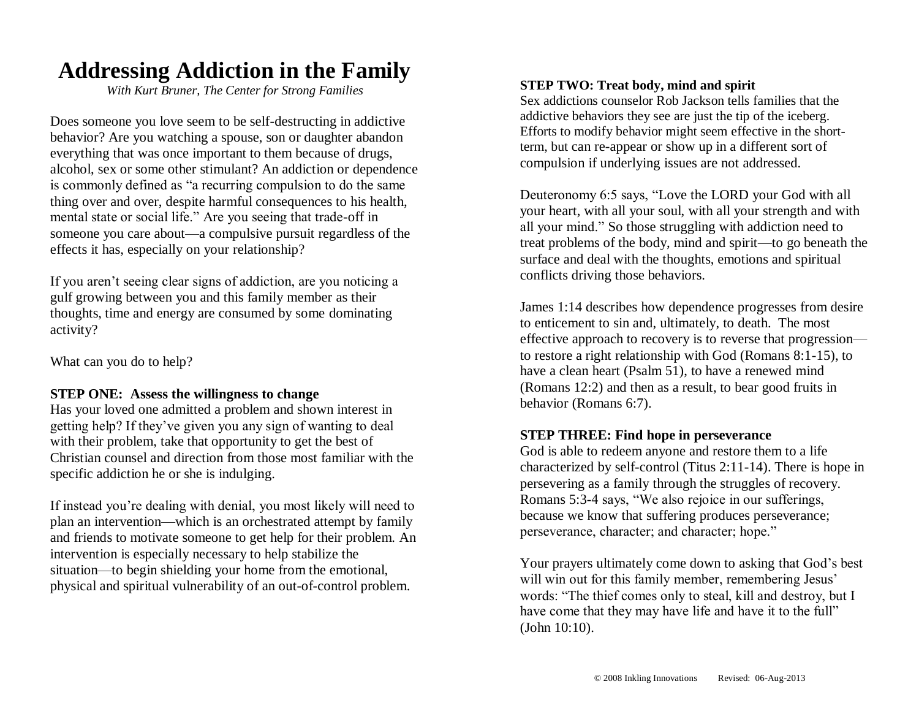# Addressing Addiction in the Family

*With Kurt Bruner, The Center for Strong Families*

Does someone you love seem to be self-destructing in addictive behavior? Are you watching a spouse, son or daughter abandon everything that was once important to them because of drugs, alcohol, sex or some other stimulant? An addiction or dependence is commonly defined as "a recurring compulsion to do the same thing over and over, despite harmful consequences to his health, mental state or social life." Are you seeing that trade-off in someone you care about—a compulsive pursuit regardless of the effects it has, especially on your relationship?

If you aren't seeing clear signs of addiction, are you noticing a gulf growing between you and this family member as their thoughts, time and energy are consumed by some dominating activity?

What can you do to help?

**STEP ONE: Assess the willingness to change**

Has your loved one admitted a problem and shown interest in getting help? If they've given you any sign of wanting to deal with their problem, take that opportunity to get the best of Christian counsel and direction from those most familiar with the specific addiction he or she is indulging.

If instead you're dealing with denial, you most likely will need to plan an intervention—which is an orchestrated attempt by family and friends to motivate someone to get help for their problem. An intervention is especially necessary to help stabilize the situation—to begin shielding your home from the emotional, physical and spiritual vulnerability of an out-of-control problem.

**STEP TWO: Treat body, mind and spirit**

Sex addictions counselor Rob Jackson tells families that the addictive behaviors they see are just the tip of the iceberg. Efforts to modify behavior might seem effective in the short-term, but can re-appear or show up in a different sort of compulsion if underlying issues are not addressed.

Deuteronomy 6:5 says, "Love the LORD your God with all your heart, with all your soul, with all your strength and with all your mind." So those struggling with addiction need to treat problems of the body, mind and spirit—to go beneath the surface and deal with the thoughts, emotions and spiritual conflicts driving those behaviors.

James 1:14 describes how dependence progresses from desire to enticement to sin and, ultimately, to death. The most effective approach to recovery is to reverse that progression—to restore a right relationship with God (Romans 8:1-15), to have a clean heart (Psalm 51), to have a renewed mind (Romans 12:2) and then as a result, to bear good fruits in behavior (Romans 6:7).

**STEP THREE: Find hope in perseverance**

God is able to redeem anyone and restore them to a life characterized by self-control (Titus 2:11-14). There is hope in persevering as a family through the struggles of recovery. Romans 5:3-4 says, "We also rejoice in our sufferings, because we know that suffering produces perseverance; perseverance, character; and character; hope."

Your prayers ultimately come down to asking that God's best will win out for this family member, remembering Jesus' words: "The thief comes only to steal, kill and destroy, but I have come that they may have life and have it to the full" (John 10:10).

© 2008 Inkling Innovations Revised: 06-Aug-2013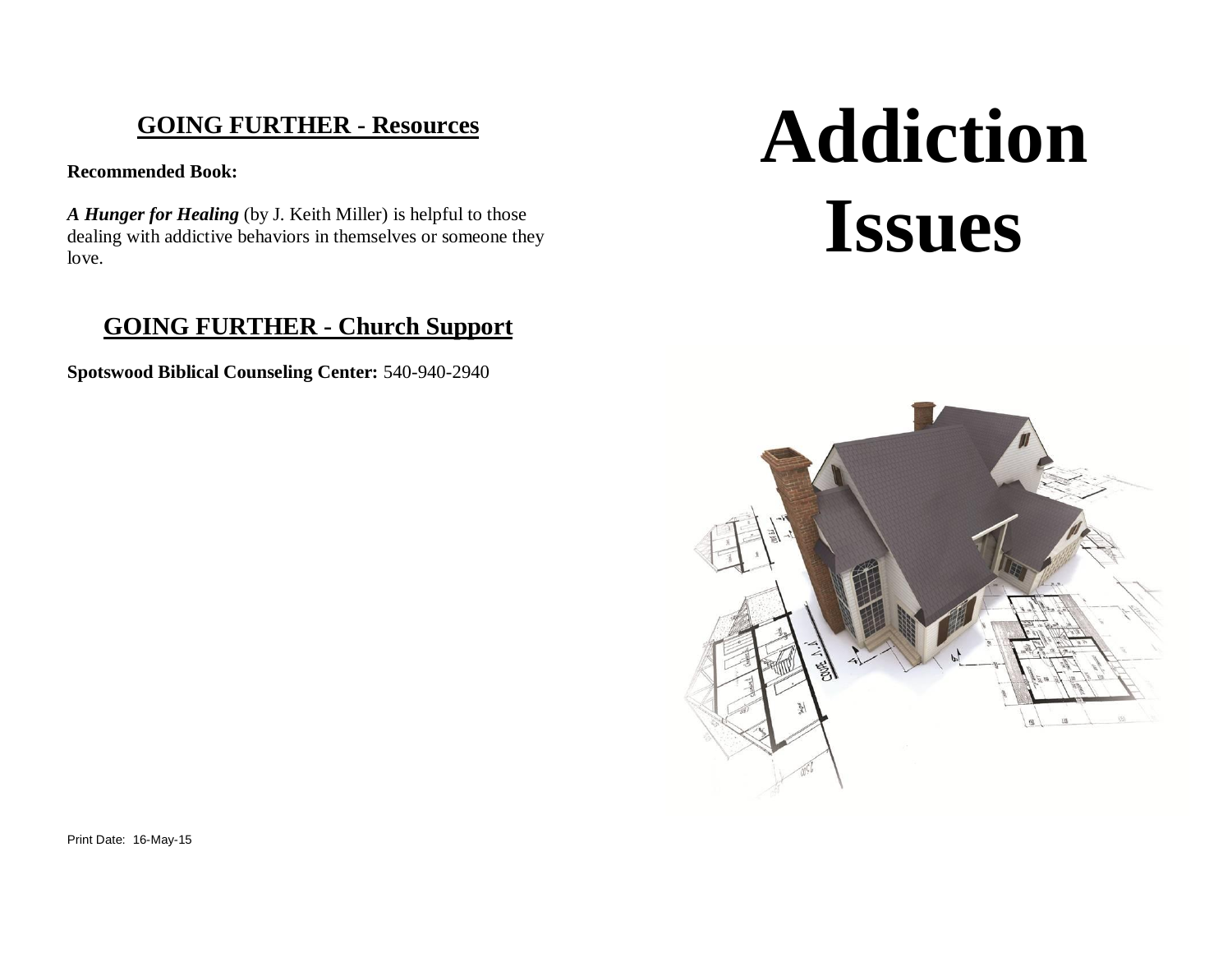## GOING FURTHER - Resources

**Recommended Book:**

***A Hunger for Healing*** (by J. Keith Miller) is helpful to those dealing with addictive behaviors in themselves or someone they love.

## GOING FURTHER - Church Support

**Spotswood Biblical Counseling Center:** 540-940-2940

Print Date: 16-May-15

# Addiction Issues